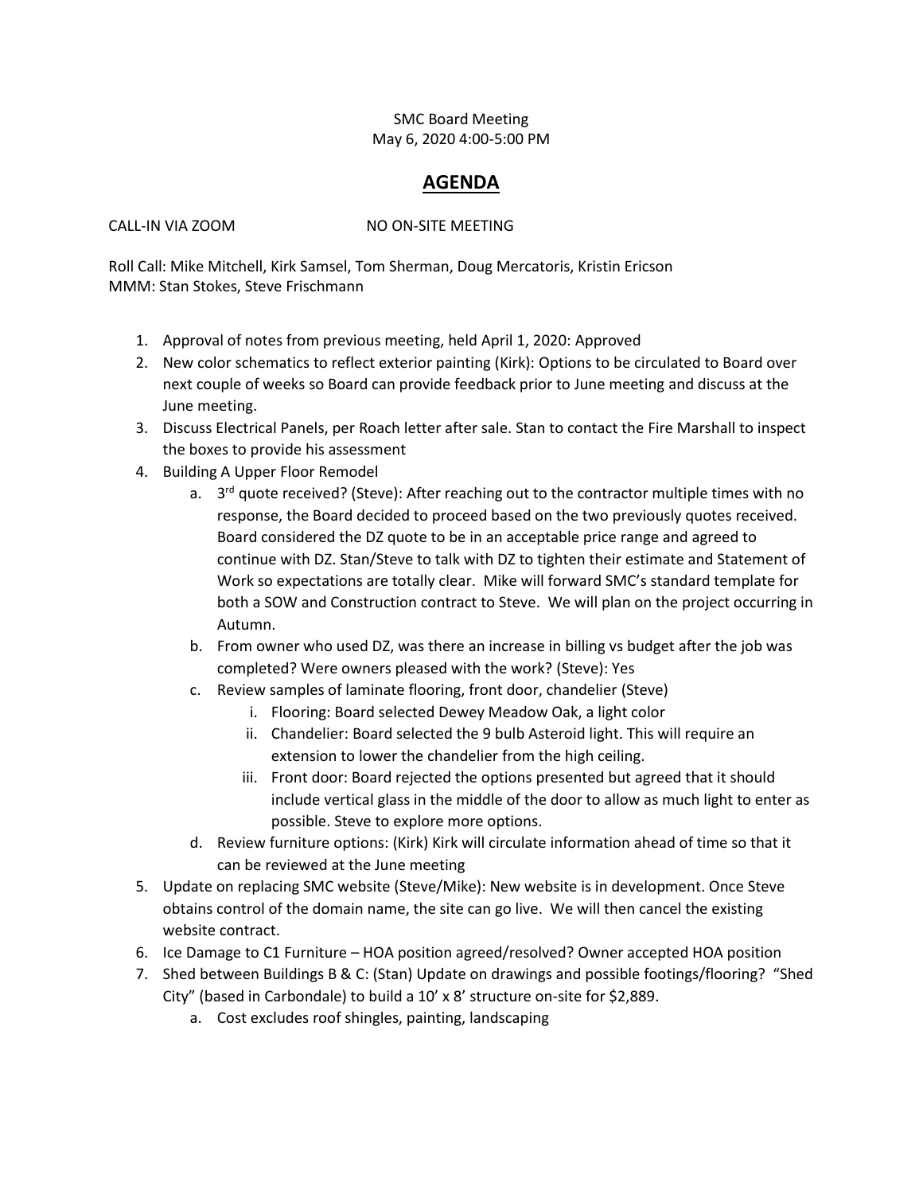SMC Board Meeting
May 6, 2020 4:00-5:00 PM

# AGENDA

CALL-IN VIA ZOOM NO ON-SITE MEETING

Roll Call: Mike Mitchell, Kirk Samsel, Tom Sherman, Doug Mercatoris, Kristin Ericson
MMM: Stan Stokes, Steve Frischmann

1. Approval of notes from previous meeting, held April 1, 2020: Approved
2. New color schematics to reflect exterior painting (Kirk): Options to be circulated to Board over next couple of weeks so Board can provide feedback prior to June meeting and discuss at the June meeting.
3. Discuss Electrical Panels, per Roach letter after sale. Stan to contact the Fire Marshall to inspect the boxes to provide his assessment
4. Building A Upper Floor Remodel
   a. 3rd quote received? (Steve): After reaching out to the contractor multiple times with no response, the Board decided to proceed based on the two previously quotes received. Board considered the DZ quote to be in an acceptable price range and agreed to continue with DZ. Stan/Steve to talk with DZ to tighten their estimate and Statement of Work so expectations are totally clear. Mike will forward SMC's standard template for both a SOW and Construction contract to Steve. We will plan on the project occurring in Autumn.
   b. From owner who used DZ, was there an increase in billing vs budget after the job was completed? Were owners pleased with the work? (Steve): Yes
   c. Review samples of laminate flooring, front door, chandelier (Steve)
      i. Flooring: Board selected Dewey Meadow Oak, a light color
      ii. Chandelier: Board selected the 9 bulb Asteroid light. This will require an extension to lower the chandelier from the high ceiling.
      iii. Front door: Board rejected the options presented but agreed that it should include vertical glass in the middle of the door to allow as much light to enter as possible. Steve to explore more options.
   d. Review furniture options: (Kirk) Kirk will circulate information ahead of time so that it can be reviewed at the June meeting
5. Update on replacing SMC website (Steve/Mike): New website is in development. Once Steve obtains control of the domain name, the site can go live. We will then cancel the existing website contract.
6. Ice Damage to C1 Furniture – HOA position agreed/resolved? Owner accepted HOA position
7. Shed between Buildings B & C: (Stan) Update on drawings and possible footings/flooring? "Shed City" (based in Carbondale) to build a 10' x 8' structure on-site for $2,889.
   a. Cost excludes roof shingles, painting, landscaping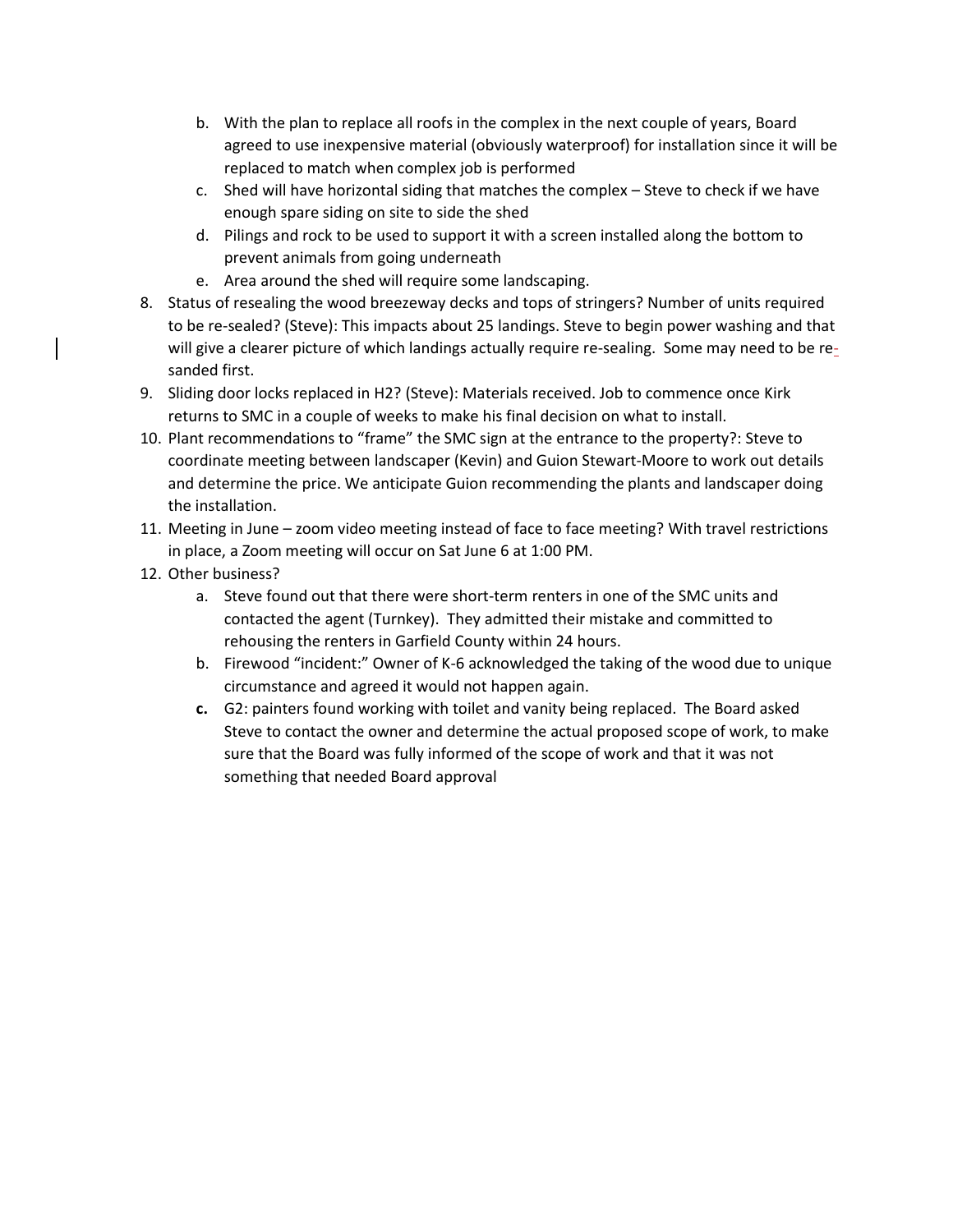b. With the plan to replace all roofs in the complex in the next couple of years, Board agreed to use inexpensive material (obviously waterproof) for installation since it will be replaced to match when complex job is performed
   c. Shed will have horizontal siding that matches the complex – Steve to check if we have enough spare siding on site to side the shed
   d. Pilings and rock to be used to support it with a screen installed along the bottom to prevent animals from going underneath
   e. Area around the shed will require some landscaping.

8. Status of resealing the wood breezeway decks and tops of stringers? Number of units required to be re-sealed? (Steve): This impacts about 25 landings. Steve to begin power washing and that will give a clearer picture of which landings actually require re-sealing. Some may need to be re-sanded first.
9. Sliding door locks replaced in H2? (Steve): Materials received. Job to commence once Kirk returns to SMC in a couple of weeks to make his final decision on what to install.
10. Plant recommendations to "frame" the SMC sign at the entrance to the property?: Steve to coordinate meeting between landscaper (Kevin) and Guion Stewart-Moore to work out details and determine the price. We anticipate Guion recommending the plants and landscaper doing the installation.
11. Meeting in June – zoom video meeting instead of face to face meeting? With travel restrictions in place, a Zoom meeting will occur on Sat June 6 at 1:00 PM.
12. Other business?
    a. Steve found out that there were short-term renters in one of the SMC units and contacted the agent (Turnkey). They admitted their mistake and committed to rehousing the renters in Garfield County within 24 hours.
    b. Firewood "incident:" Owner of K-6 acknowledged the taking of the wood due to unique circumstance and agreed it would not happen again.
    **c.** G2: painters found working with toilet and vanity being replaced. The Board asked Steve to contact the owner and determine the actual proposed scope of work, to make sure that the Board was fully informed of the scope of work and that it was not something that needed Board approval